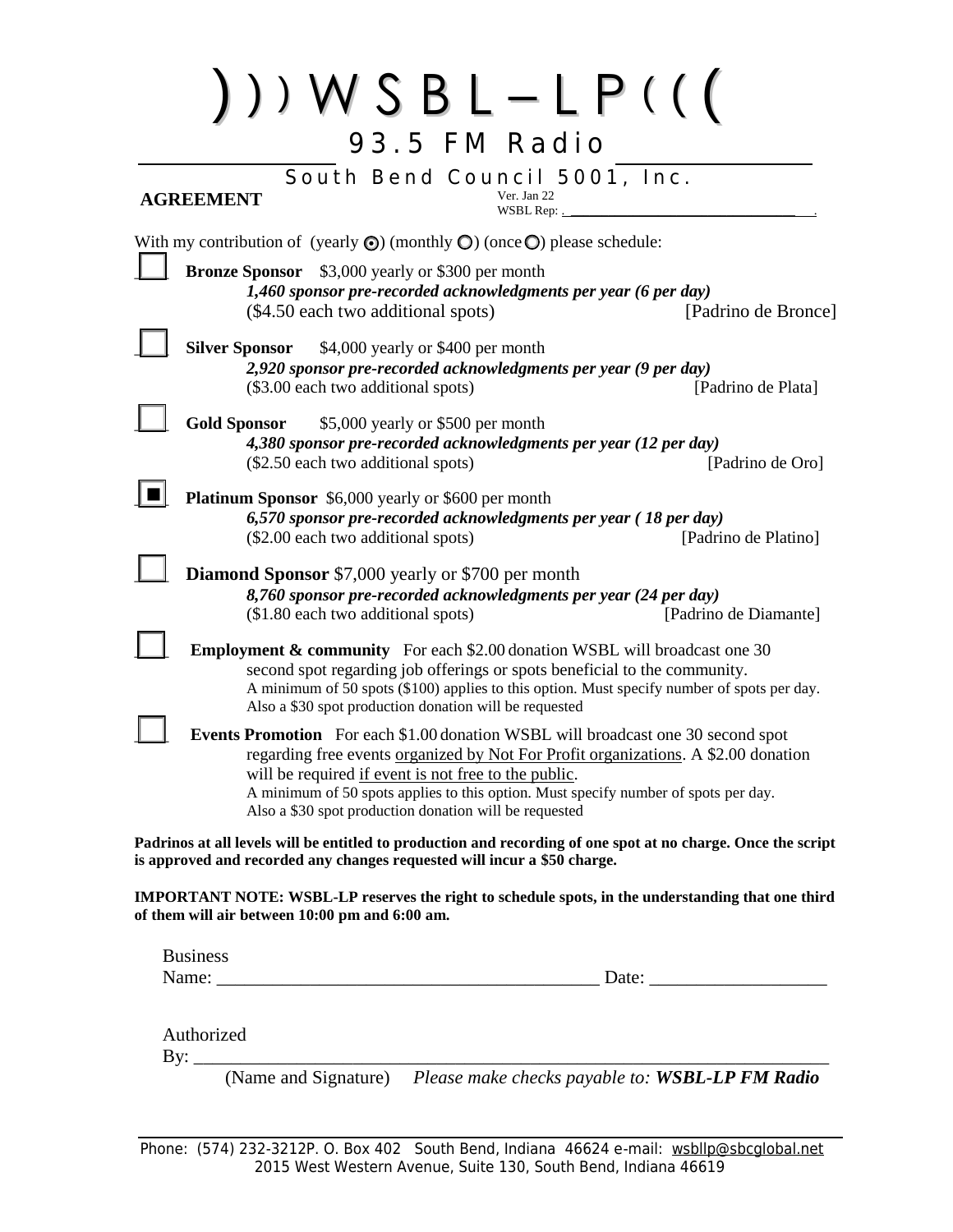# ))) WSBL – LP (((

## 93.5 FM Radio

South Bend Council 5001, Inc.

**AGREEMENT**

Ver. Jan 22
WSBL Rep: ___________________________________

With my contribution of (yearly ◉) (monthly ○) (once ○) please schedule:

☐ **Bronze Sponsor** $3,000 yearly or $300 per month
***1,460 sponsor pre-recorded acknowledgments per year (6 per day)***
($4.50 each two additional spots) [Padrino de Bronce]

☐ **Silver Sponsor** $4,000 yearly or $400 per month
***2,920 sponsor pre-recorded acknowledgments per year (9 per day)***
($3.00 each two additional spots) [Padrino de Plata]

☐ **Gold Sponsor** $5,000 yearly or $500 per month
***4,380 sponsor pre-recorded acknowledgments per year (12 per day)***
($2.50 each two additional spots) [Padrino de Oro]

☒ **Platinum Sponsor** $6,000 yearly or $600 per month
***6,570 sponsor pre-recorded acknowledgments per year ( 18 per day)***
($2.00 each two additional spots) [Padrino de Platino]

☐ **Diamond Sponsor** $7,000 yearly or $700 per month
***8,760 sponsor pre-recorded acknowledgments per year (24 per day)***
($1.80 each two additional spots) [Padrino de Diamante]

☐ **Employment & community** For each $2.00 donation WSBL will broadcast one 30 second spot regarding job offerings or spots beneficial to the community.
A minimum of 50 spots ($100) applies to this option. Must specify number of spots per day.
Also a $30 spot production donation will be requested

☐ **Events Promotion** For each $1.00 donation WSBL will broadcast one 30 second spot regarding free events organized by Not For Profit organizations. A $2.00 donation will be required if event is not free to the public.
A minimum of 50 spots applies to this option. Must specify number of spots per day.
Also a $30 spot production donation will be requested

**Padrinos at all levels will be entitled to production and recording of one spot at no charge. Once the script is approved and recorded any changes requested will incur a $50 charge.**

**IMPORTANT NOTE: WSBL-LP reserves the right to schedule spots, in the understanding that one third of them will air between 10:00 pm and 6:00 am.**

Business Name: __________________________________________ Date: ___________________

Authorized By: ________________________________________________________________
(Name and Signature) *Please make checks payable to:* ***WSBL-LP FM Radio***

Phone: (574) 232-3212P. O. Box 402 South Bend, Indiana 46624 e-mail: wsbllp@sbcglobal.net
2015 West Western Avenue, Suite 130, South Bend, Indiana 46619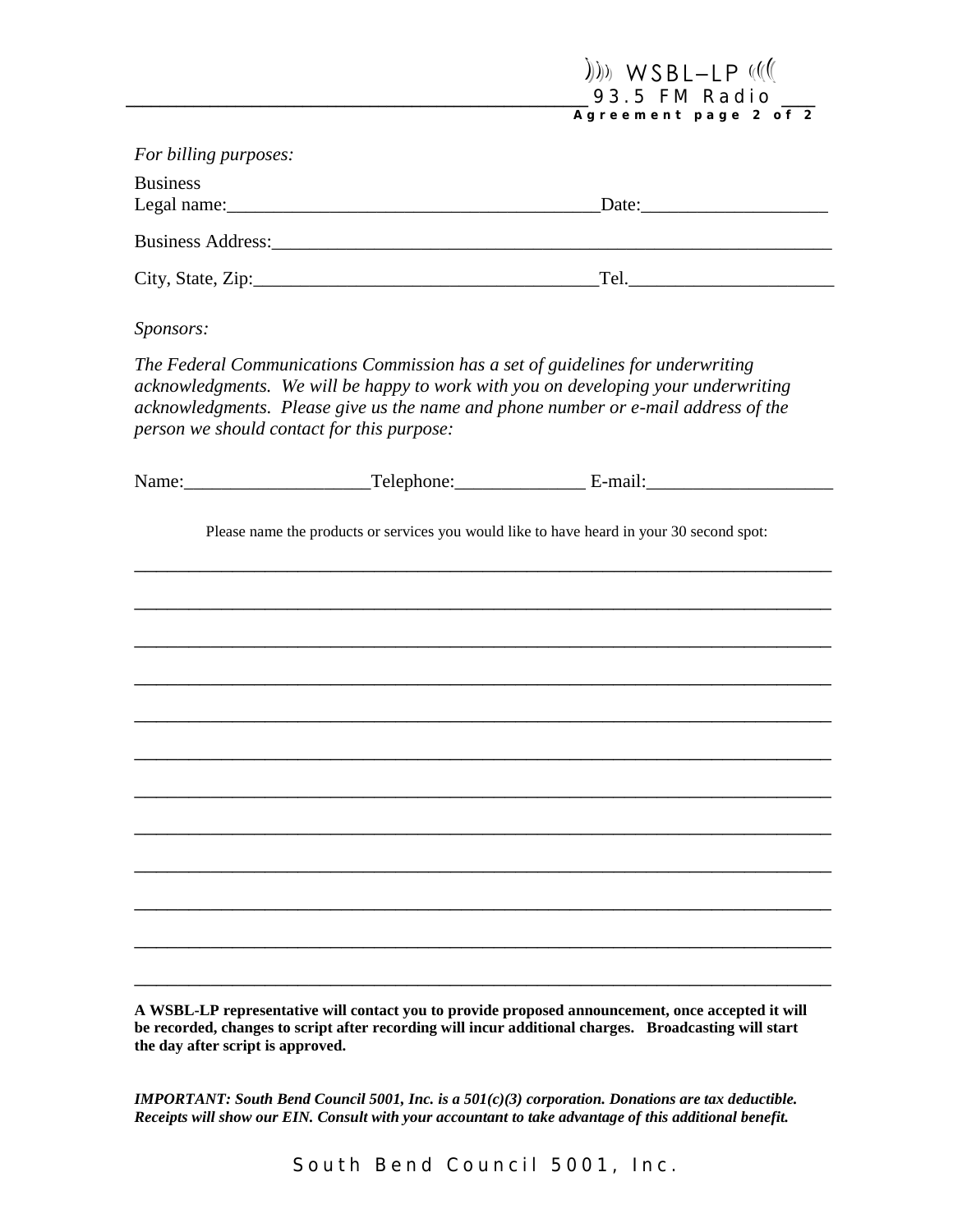*For billing purposes:*

Business Legal name:________________________________________Date:____________________

Business Address:_____________________________________________________________

City, State, Zip:_____________________________________Tel._____________________

*Sponsors:*

*The Federal Communications Commission has a set of guidelines for underwriting acknowledgments. We will be happy to work with you on developing your underwriting acknowledgments. Please give us the name and phone number or e-mail address of the person we should contact for this purpose:*

Name:___________________Telephone:______________ E-mail:____________________

Please name the products or services you would like to have heard in your 30 second spot:

_____________________________________________________________________________

_____________________________________________________________________________

_____________________________________________________________________________

_____________________________________________________________________________

_____________________________________________________________________________

_____________________________________________________________________________

_____________________________________________________________________________

_____________________________________________________________________________

_____________________________________________________________________________

_____________________________________________________________________________

_____________________________________________________________________________

_____________________________________________________________________________

**A WSBL-LP representative will contact you to provide proposed announcement, once accepted it will be recorded, changes to script after recording will incur additional charges. Broadcasting will start the day after script is approved.**

***IMPORTANT: South Bend Council 5001, Inc. is a 501(c)(3) corporation. Donations are tax deductible. Receipts will show our EIN. Consult with your accountant to take advantage of this additional benefit.***

South Bend Council 5001, Inc.